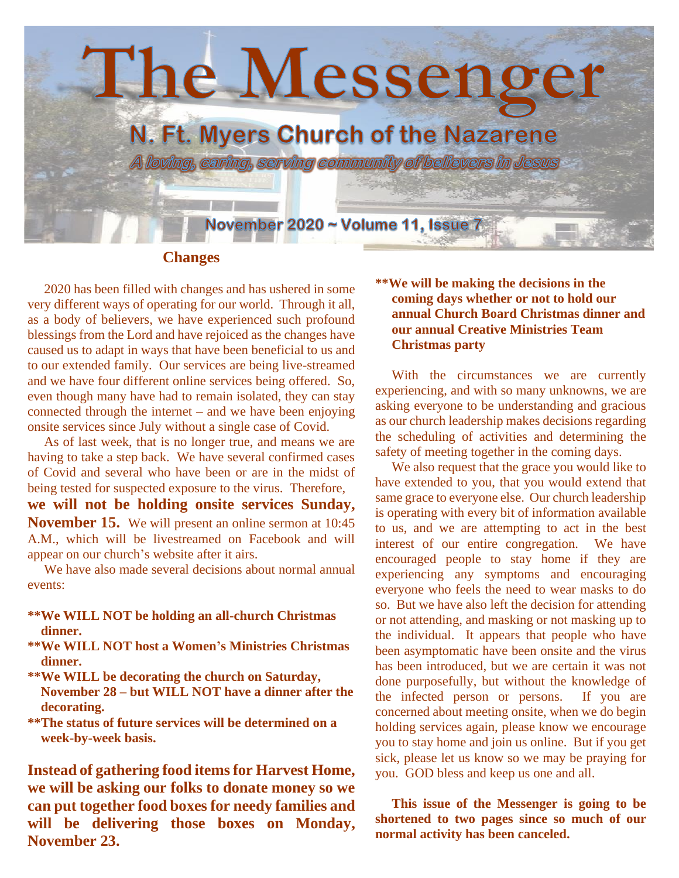# The Messenger

## N. Ft. Myers Church of the Nazarene

*A loving, caring, serving community of believers in Jesus*

**November 2020 ~ Volume 11, Issue 7**

### Changes

2020 has been filled with changes and has ushered in some very different ways of operating for our world. Through it all, as a body of believers, we have experienced such profound blessings from the Lord and have rejoiced as the changes have caused us to adapt in ways that have been beneficial to us and to our extended family. Our services are being live-streamed and we have four different online services being offered. So, even though many have had to remain isolated, they can stay connected through the internet – and we have been enjoying onsite services since July without a single case of Covid.

As of last week, that is no longer true, and means we are having to take a step back. We have several confirmed cases of Covid and several who have been or are in the midst of being tested for suspected exposure to the virus. Therefore, **we will not be holding onsite services Sunday, November 15.** We will present an online sermon at 10:45 A.M., which will be livestreamed on Facebook and will appear on our church's website after it airs.

We have also made several decisions about normal annual events:

- **\*\*We WILL NOT be holding an all-church Christmas dinner.**
- **\*\*We WILL NOT host a Women's Ministries Christmas dinner.**
- **\*\*We WILL be decorating the church on Saturday, November 28 – but WILL NOT have a dinner after the decorating.**
- **\*\*The status of future services will be determined on a week-by-week basis.**

**Instead of gathering food items for Harvest Home, we will be asking our folks to donate money so we can put together food boxes for needy families and will be delivering those boxes on Monday, November 23.**

**\*\*We will be making the decisions in the coming days whether or not to hold our annual Church Board Christmas dinner and our annual Creative Ministries Team Christmas party**

With the circumstances we are currently experiencing, and with so many unknowns, we are asking everyone to be understanding and gracious as our church leadership makes decisions regarding the scheduling of activities and determining the safety of meeting together in the coming days.

We also request that the grace you would like to have extended to you, that you would extend that same grace to everyone else. Our church leadership is operating with every bit of information available to us, and we are attempting to act in the best interest of our entire congregation. We have encouraged people to stay home if they are experiencing any symptoms and encouraging everyone who feels the need to wear masks to do so. But we have also left the decision for attending or not attending, and masking or not masking up to the individual. It appears that people who have been asymptomatic have been onsite and the virus has been introduced, but we are certain it was not done purposefully, but without the knowledge of the infected person or persons. If you are concerned about meeting onsite, when we do begin holding services again, please know we encourage you to stay home and join us online. But if you get sick, please let us know so we may be praying for you. GOD bless and keep us one and all.

**This issue of the Messenger is going to be shortened to two pages since so much of our normal activity has been canceled.**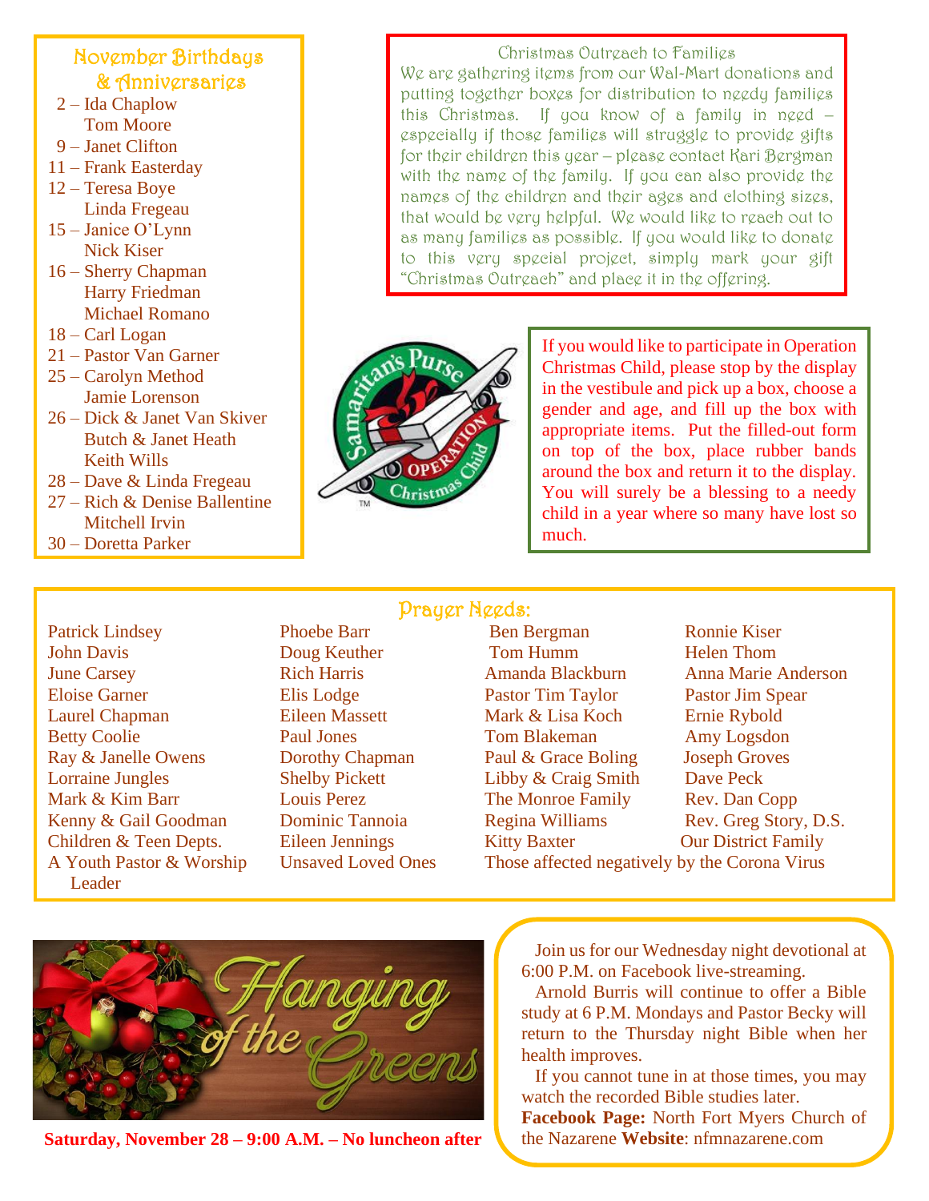## November Birthdays & Anniversaries

- 2 – Ida Chaplow
  - Tom Moore
- 9 – Janet Clifton
- 11 – Frank Easterday
- 12 – Teresa Boye
  - Linda Fregeau
- 15 – Janice O'Lynn
  - Nick Kiser
- 16 – Sherry Chapman
  - Harry Friedman
  - Michael Romano
- 18 – Carl Logan
- 21 – Pastor Van Garner
- 25 – Carolyn Method
  - Jamie Lorenson
- 26 – Dick & Janet Van Skiver
  - Butch & Janet Heath
  - Keith Wills
- 28 – Dave & Linda Fregeau
- 27 – Rich & Denise Ballentine
  - Mitchell Irvin
- 30 – Doretta Parker

## Christmas Outreach to Families

We are gathering items from our Wal-Mart donations and putting together boxes for distribution to needy families this Christmas. If you know of a family in need – especially if those families will struggle to provide gifts for their children this year – please contact Kari Bergman with the name of the family. If you can also provide the names of the children and their ages and clothing sizes, that would be very helpful. We would like to reach out to as many families as possible. If you would like to donate to this very special project, simply mark your gift "Christmas Outreach" and place it in the offering.

If you would like to participate in Operation Christmas Child, please stop by the display in the vestibule and pick up a box, choose a gender and age, and fill up the box with appropriate items. Put the filled-out form on top of the box, place rubber bands around the box and return it to the display. You will surely be a blessing to a needy child in a year where so many have lost so much.

## Prayer Needs:

Patrick Lindsey
John Davis
June Carsey
Eloise Garner
Laurel Chapman
Betty Coolie
Ray & Janelle Owens
Lorraine Jungles
Mark & Kim Barr
Kenny & Gail Goodman
Children & Teen Depts.
A Youth Pastor & Worship Leader
Phoebe Barr
Doug Keuther
Rich Harris
Elis Lodge
Eileen Massett
Paul Jones
Dorothy Chapman
Shelby Pickett
Louis Perez
Dominic Tannoia
Eileen Jennings
Unsaved Loved Ones
Ben Bergman
Tom Humm
Amanda Blackburn
Pastor Tim Taylor
Mark & Lisa Koch
Tom Blakeman
Paul & Grace Boling
Libby & Craig Smith
The Monroe Family
Regina Williams
Kitty Baxter
Ronnie Kiser
Helen Thom
Anna Marie Anderson
Pastor Jim Spear
Ernie Rybold
Amy Logsdon
Joseph Groves
Dave Peck
Rev. Dan Copp
Rev. Greg Story, D.S.
Our District Family
Those affected negatively by the Corona Virus

## Hanging of the Greens

**Saturday, November 28 – 9:00 A.M. – No luncheon after**

Join us for our Wednesday night devotional at 6:00 P.M. on Facebook live-streaming.

Arnold Burris will continue to offer a Bible study at 6 P.M. Mondays and Pastor Becky will return to the Thursday night Bible when her health improves.

If you cannot tune in at those times, you may watch the recorded Bible studies later.

**Facebook Page:** North Fort Myers Church of the Nazarene **Website**: nfmnazarene.com